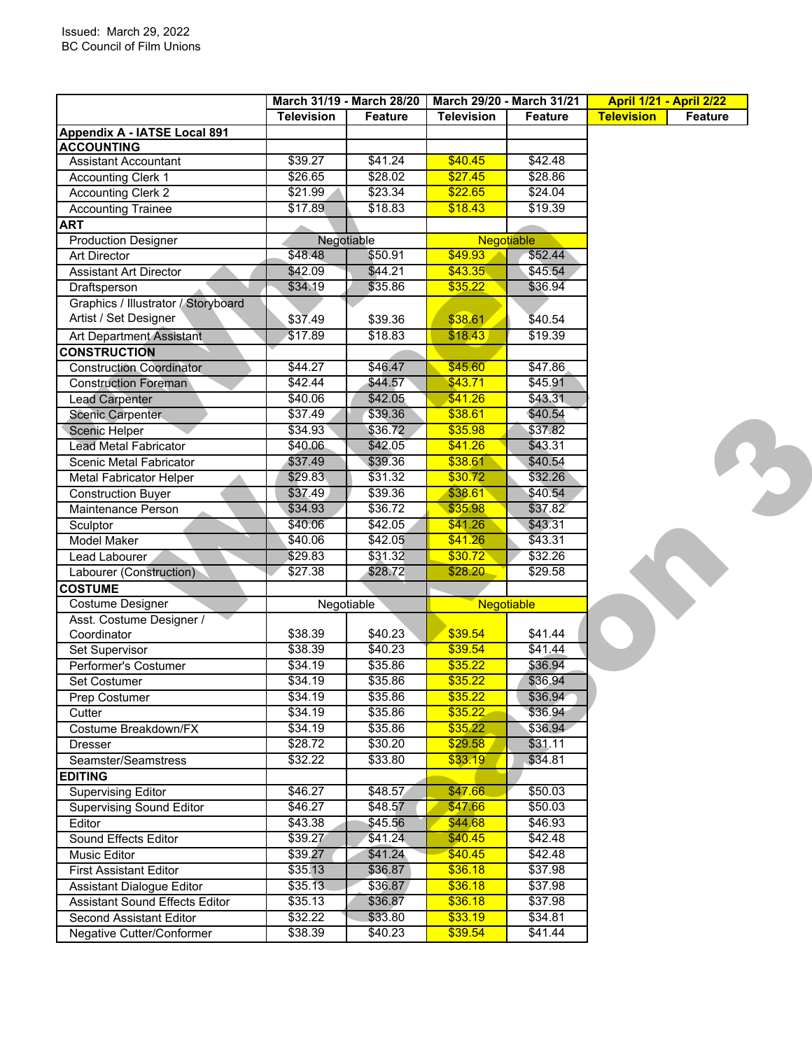Issued: March 29, 2022
BC Council of Film Unions

| | March 31/19 - March 28/20 | | March 29/20 - March 31/21 | | April 1/21 - April 2/22 | |
|---|---|---|---|---|---|---|
| | Television | Feature | Television | Feature | Television | Feature |
| **Appendix A - IATSE Local 891** | | | | | | |
| **ACCOUNTING** | | | | | | |
| Assistant Accountant | $39.27 | $41.24 | $40.45 | $42.48 | | |
| Accounting Clerk 1 | $26.65 | $28.02 | $27.45 | $28.86 | | |
| Accounting Clerk 2 | $21.99 | $23.34 | $22.65 | $24.04 | | |
| Accounting Trainee | $17.89 | $18.83 | $18.43 | $19.39 | | |
| **ART** | | | | | | |
| Production Designer | Negotiable | | Negotiable | | | |
| Art Director | $48.48 | $50.91 | $49.93 | $52.44 | | |
| Assistant Art Director | $42.09 | $44.21 | $43.35 | $45.54 | | |
| Draftsperson | $34.19 | $35.86 | $35.22 | $36.94 | | |
| Graphics / Illustrator / Storyboard Artist / Set Designer | $37.49 | $39.36 | $38.61 | $40.54 | | |
| Art Department Assistant | $17.89 | $18.83 | $18.43 | $19.39 | | |
| **CONSTRUCTION** | | | | | | |
| Construction Coordinator | $44.27 | $46.47 | $45.60 | $47.86 | | |
| Construction Foreman | $42.44 | $44.57 | $43.71 | $45.91 | | |
| Lead Carpenter | $40.06 | $42.05 | $41.26 | $43.31 | | |
| Scenic Carpenter | $37.49 | $39.36 | $38.61 | $40.54 | | |
| Scenic Helper | $34.93 | $36.72 | $35.98 | $37.82 | | |
| Lead Metal Fabricator | $40.06 | $42.05 | $41.26 | $43.31 | | |
| Scenic Metal Fabricator | $37.49 | $39.36 | $38.61 | $40.54 | | |
| Metal Fabricator Helper | $29.83 | $31.32 | $30.72 | $32.26 | | |
| Construction Buyer | $37.49 | $39.36 | $38.61 | $40.54 | | |
| Maintenance Person | $34.93 | $36.72 | $35.98 | $37.82 | | |
| Sculptor | $40.06 | $42.05 | $41.26 | $43.31 | | |
| Model Maker | $40.06 | $42.05 | $41.26 | $43.31 | | |
| Lead Labourer | $29.83 | $31.32 | $30.72 | $32.26 | | |
| Labourer (Construction) | $27.38 | $28.72 | $28.20 | $29.58 | | |
| **COSTUME** | | | | | | |
| Costume Designer | Negotiable | | Negotiable | | | |
| Asst. Costume Designer / Coordinator | $38.39 | $40.23 | $39.54 | $41.44 | | |
| Set Supervisor | $38.39 | $40.23 | $39.54 | $41.44 | | |
| Performer's Costumer | $34.19 | $35.86 | $35.22 | $36.94 | | |
| Set Costumer | $34.19 | $35.86 | $35.22 | $36.94 | | |
| Prep Costumer | $34.19 | $35.86 | $35.22 | $36.94 | | |
| Cutter | $34.19 | $35.86 | $35.22 | $36.94 | | |
| Costume Breakdown/FX | $34.19 | $35.86 | $35.22 | $36.94 | | |
| Dresser | $28.72 | $30.20 | $29.58 | $31.11 | | |
| Seamster/Seamstress | $32.22 | $33.80 | $33.19 | $34.81 | | |
| **EDITING** | | | | | | |
| Supervising Editor | $46.27 | $48.57 | $47.66 | $50.03 | | |
| Supervising Sound Editor | $46.27 | $48.57 | $47.66 | $50.03 | | |
| Editor | $43.38 | $45.56 | $44.68 | $46.93 | | |
| Sound Effects Editor | $39.27 | $41.24 | $40.45 | $42.48 | | |
| Music Editor | $39.27 | $41.24 | $40.45 | $42.48 | | |
| First Assistant Editor | $35.13 | $36.87 | $36.18 | $37.98 | | |
| Assistant Dialogue Editor | $35.13 | $36.87 | $36.18 | $37.98 | | |
| Assistant Sound Effects Editor | $35.13 | $36.87 | $36.18 | $37.98 | | |
| Second Assistant Editor | $32.22 | $33.80 | $33.19 | $34.81 | | |
| Negative Cutter/Conformer | $38.39 | $40.23 | $39.54 | $41.44 | | |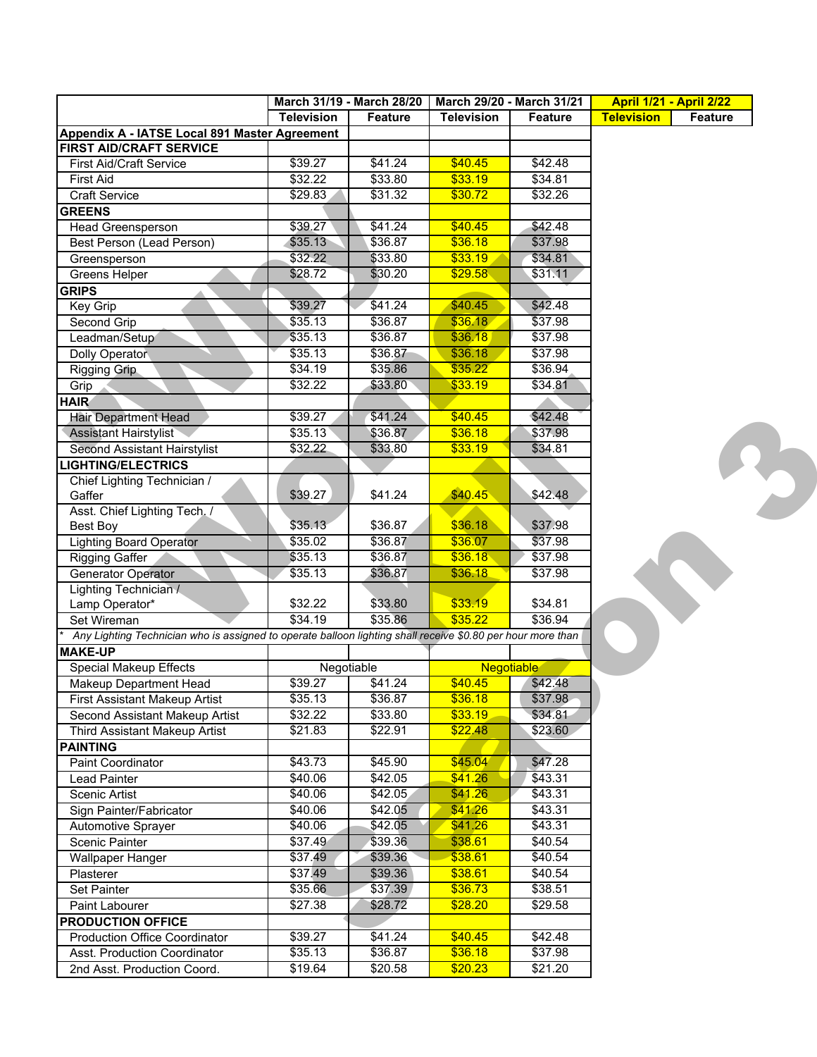| | March 31/19 - March 28/20 | | March 29/20 - March 31/21 | | April 1/21 - April 2/22 | |
|---|---|---|---|---|---|---|
| | Television | Feature | Television | Feature | Television | Feature |
| **Appendix A - IATSE Local 891 Master Agreement** | | | | | | |
| **FIRST AID/CRAFT SERVICE** | | | | | | |
| First Aid/Craft Service | $39.27 | $41.24 | $40.45 | $42.48 | | |
| First Aid | $32.22 | $33.80 | $33.19 | $34.81 | | |
| Craft Service | $29.83 | $31.32 | $30.72 | $32.26 | | |
| **GREENS** | | | | | | |
| Head Greensperson | $39.27 | $41.24 | $40.45 | $42.48 | | |
| Best Person (Lead Person) | $35.13 | $36.87 | $36.18 | $37.98 | | |
| Greensperson | $32.22 | $33.80 | $33.19 | $34.81 | | |
| Greens Helper | $28.72 | $30.20 | $29.58 | $31.11 | | |
| **GRIPS** | | | | | | |
| Key Grip | $39.27 | $41.24 | $40.45 | $42.48 | | |
| Second Grip | $35.13 | $36.87 | $36.18 | $37.98 | | |
| Leadman/Setup | $35.13 | $36.87 | $36.18 | $37.98 | | |
| Dolly Operator | $35.13 | $36.87 | $36.18 | $37.98 | | |
| Rigging Grip | $34.19 | $35.86 | $35.22 | $36.94 | | |
| Grip | $32.22 | $33.80 | $33.19 | $34.81 | | |
| **HAIR** | | | | | | |
| Hair Department Head | $39.27 | $41.24 | $40.45 | $42.48 | | |
| Assistant Hairstylist | $35.13 | $36.87 | $36.18 | $37.98 | | |
| Second Assistant Hairstylist | $32.22 | $33.80 | $33.19 | $34.81 | | |
| **LIGHTING/ELECTRICS** | | | | | | |
| Chief Lighting Technician / Gaffer | $39.27 | $41.24 | $40.45 | $42.48 | | |
| Asst. Chief Lighting Tech. / Best Boy | $35.13 | $36.87 | $36.18 | $37.98 | | |
| Lighting Board Operator | $35.02 | $36.87 | $36.07 | $37.98 | | |
| Rigging Gaffer | $35.13 | $36.87 | $36.18 | $37.98 | | |
| Generator Operator | $35.13 | $36.87 | $36.18 | $37.98 | | |
| Lighting Technician / Lamp Operator* | $32.22 | $33.80 | $33.19 | $34.81 | | |
| Set Wireman | $34.19 | $35.86 | $35.22 | $36.94 | | |
| * *Any Lighting Technician who is assigned to operate balloon lighting shall receive $0.80 per hour more than* | | | | | | |
| **MAKE-UP** | | | | | | |
| Special Makeup Effects | Negotiable | | Negotiable | | | |
| Makeup Department Head | $39.27 | $41.24 | $40.45 | $42.48 | | |
| First Assistant Makeup Artist | $35.13 | $36.87 | $36.18 | $37.98 | | |
| Second Assistant Makeup Artist | $32.22 | $33.80 | $33.19 | $34.81 | | |
| Third Assistant Makeup Artist | $21.83 | $22.91 | $22.48 | $23.60 | | |
| **PAINTING** | | | | | | |
| Paint Coordinator | $43.73 | $45.90 | $45.04 | $47.28 | | |
| Lead Painter | $40.06 | $42.05 | $41.26 | $43.31 | | |
| Scenic Artist | $40.06 | $42.05 | $41.26 | $43.31 | | |
| Sign Painter/Fabricator | $40.06 | $42.05 | $41.26 | $43.31 | | |
| Automotive Sprayer | $40.06 | $42.05 | $41.26 | $43.31 | | |
| Scenic Painter | $37.49 | $39.36 | $38.61 | $40.54 | | |
| Wallpaper Hanger | $37.49 | $39.36 | $38.61 | $40.54 | | |
| Plasterer | $37.49 | $39.36 | $38.61 | $40.54 | | |
| Set Painter | $35.66 | $37.39 | $36.73 | $38.51 | | |
| Paint Labourer | $27.38 | $28.72 | $28.20 | $29.58 | | |
| **PRODUCTION OFFICE** | | | | | | |
| Production Office Coordinator | $39.27 | $41.24 | $40.45 | $42.48 | | |
| Asst. Production Coordinator | $35.13 | $36.87 | $36.18 | $37.98 | | |
| 2nd Asst. Production Coord. | $19.64 | $20.58 | $20.23 | $21.20 | | |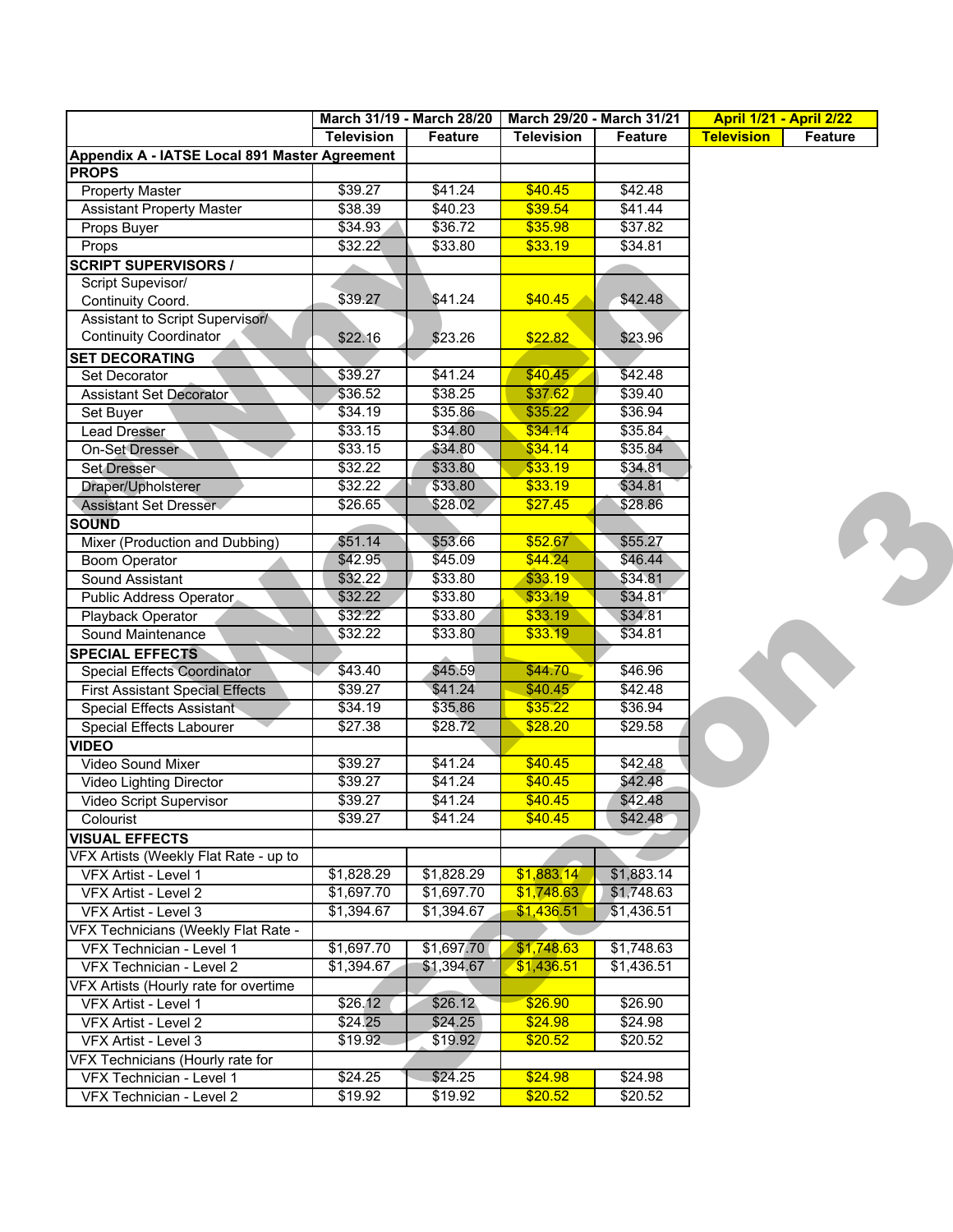| | March 31/19 - March 28/20 | | March 29/20 - March 31/21 | | April 1/21 - April 2/22 | |
|---|---|---|---|---|---|---|
| | Television | Feature | Television | Feature | Television | Feature |
| **Appendix A - IATSE Local 891 Master Agreement** | | | | | | |
| **PROPS** | | | | | | |
| Property Master | $39.27 | $41.24 | $40.45 | $42.48 | | |
| Assistant Property Master | $38.39 | $40.23 | $39.54 | $41.44 | | |
| Props Buyer | $34.93 | $36.72 | $35.98 | $37.82 | | |
| Props | $32.22 | $33.80 | $33.19 | $34.81 | | |
| **SCRIPT SUPERVISORS /** | | | | | | |
| Script Supevisor/ Continuity Coord. | $39.27 | $41.24 | $40.45 | $42.48 | | |
| Assistant to Script Supervisor/ Continuity Coordinator | $22.16 | $23.26 | $22.82 | $23.96 | | |
| **SET DECORATING** | | | | | | |
| Set Decorator | $39.27 | $41.24 | $40.45 | $42.48 | | |
| Assistant Set Decorator | $36.52 | $38.25 | $37.62 | $39.40 | | |
| Set Buyer | $34.19 | $35.86 | $35.22 | $36.94 | | |
| Lead Dresser | $33.15 | $34.80 | $34.14 | $35.84 | | |
| On-Set Dresser | $33.15 | $34.80 | $34.14 | $35.84 | | |
| Set Dresser | $32.22 | $33.80 | $33.19 | $34.81 | | |
| Draper/Upholsterer | $32.22 | $33.80 | $33.19 | $34.81 | | |
| Assistant Set Dresser | $26.65 | $28.02 | $27.45 | $28.86 | | |
| **SOUND** | | | | | | |
| Mixer (Production and Dubbing) | $51.14 | $53.66 | $52.67 | $55.27 | | |
| Boom Operator | $42.95 | $45.09 | $44.24 | $46.44 | | |
| Sound Assistant | $32.22 | $33.80 | $33.19 | $34.81 | | |
| Public Address Operator | $32.22 | $33.80 | $33.19 | $34.81 | | |
| Playback Operator | $32.22 | $33.80 | $33.19 | $34.81 | | |
| Sound Maintenance | $32.22 | $33.80 | $33.19 | $34.81 | | |
| **SPECIAL EFFECTS** | | | | | | |
| Special Effects Coordinator | $43.40 | $45.59 | $44.70 | $46.96 | | |
| First Assistant Special Effects | $39.27 | $41.24 | $40.45 | $42.48 | | |
| Special Effects Assistant | $34.19 | $35.86 | $35.22 | $36.94 | | |
| Special Effects Labourer | $27.38 | $28.72 | $28.20 | $29.58 | | |
| **VIDEO** | | | | | | |
| Video Sound Mixer | $39.27 | $41.24 | $40.45 | $42.48 | | |
| Video Lighting Director | $39.27 | $41.24 | $40.45 | $42.48 | | |
| Video Script Supervisor | $39.27 | $41.24 | $40.45 | $42.48 | | |
| Colourist | $39.27 | $41.24 | $40.45 | $42.48 | | |
| **VISUAL EFFECTS** | | | | | | |
| VFX Artists (Weekly Flat Rate - up to | | | | | | |
| VFX Artist - Level 1 | $1,828.29 | $1,828.29 | $1,883.14 | $1,883.14 | | |
| VFX Artist - Level 2 | $1,697.70 | $1,697.70 | $1,748.63 | $1,748.63 | | |
| VFX Artist - Level 3 | $1,394.67 | $1,394.67 | $1,436.51 | $1,436.51 | | |
| VFX Technicians (Weekly Flat Rate - | | | | | | |
| VFX Technician - Level 1 | $1,697.70 | $1,697.70 | $1,748.63 | $1,748.63 | | |
| VFX Technician - Level 2 | $1,394.67 | $1,394.67 | $1,436.51 | $1,436.51 | | |
| VFX Artists (Hourly rate for overtime | | | | | | |
| VFX Artist - Level 1 | $26.12 | $26.12 | $26.90 | $26.90 | | |
| VFX Artist - Level 2 | $24.25 | $24.25 | $24.98 | $24.98 | | |
| VFX Artist - Level 3 | $19.92 | $19.92 | $20.52 | $20.52 | | |
| VFX Technicians (Hourly rate for | | | | | | |
| VFX Technician - Level 1 | $24.25 | $24.25 | $24.98 | $24.98 | | |
| VFX Technician - Level 2 | $19.92 | $19.92 | $20.52 | $20.52 | | |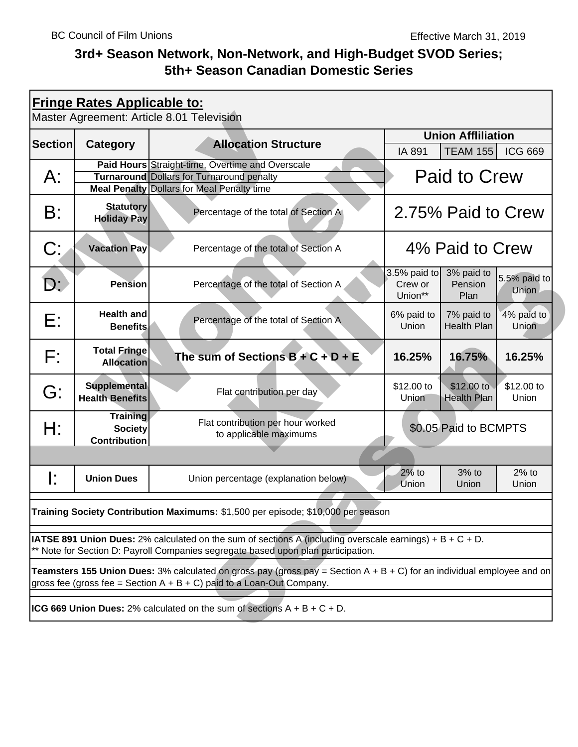BC Council of Film Unions

Effective March 31, 2019

# 3rd+ Season Network, Non-Network, and High-Budget SVOD Series; 5th+ Season Canadian Domestic Series

## Fringe Rates Applicable to:

Master Agreement: Article 8.01 Television

| Section | Category | Allocation Structure | Union Affliliation | | |
|---|---|---|---|---|---|
| | | | IA 891 | TEAM 155 | ICG 669 |
| A: | Paid Hours | Straight-time, Overtime and Overscale | Paid to Crew | | |
| | Turnaround | Dollars for Turnaround penalty | | | |
| | Meal Penalty | Dollars for Meal Penalty time | | | |
| B: | Statutory Holiday Pay | Percentage of the total of Section A | 2.75% Paid to Crew | | |
| C: | Vacation Pay | Percentage of the total of Section A | 4% Paid to Crew | | |
| D: | Pension | Percentage of the total of Section A | 3.5% paid to Crew or Union** | 3% paid to Pension Plan | 5.5% paid to Union |
| E: | Health and Benefits | Percentage of the total of Section A | 6% paid to Union | 7% paid to Health Plan | 4% paid to Union |
| F: | Total Fringe Allocation | **The sum of Sections B + C + D + E** | **16.25%** | **16.75%** | **16.25%** |
| G: | Supplemental Health Benefits | Flat contribution per day | $12.00 to Union | $12.00 to Health Plan | $12.00 to Union |
| H: | Training Society Contribution | Flat contribution per hour worked to applicable maximums | $0.05 Paid to BCMPTS | | |
| I: | Union Dues | Union percentage (explanation below) | 2% to Union | 3% to Union | 2% to Union |

**Training Society Contribution Maximums:** $1,500 per episode; $10,000 per season

**IATSE 891 Union Dues:** 2% calculated on the sum of sections A (including overscale earnings) + B + C + D.
** Note for Section D: Payroll Companies segregate based upon plan participation.

**Teamsters 155 Union Dues:** 3% calculated on gross pay (gross pay = Section A + B + C) for an individual employee and on gross fee (gross fee = Section A + B + C) paid to a Loan-Out Company.

**ICG 669 Union Dues:** 2% calculated on the sum of sections A + B + C + D.